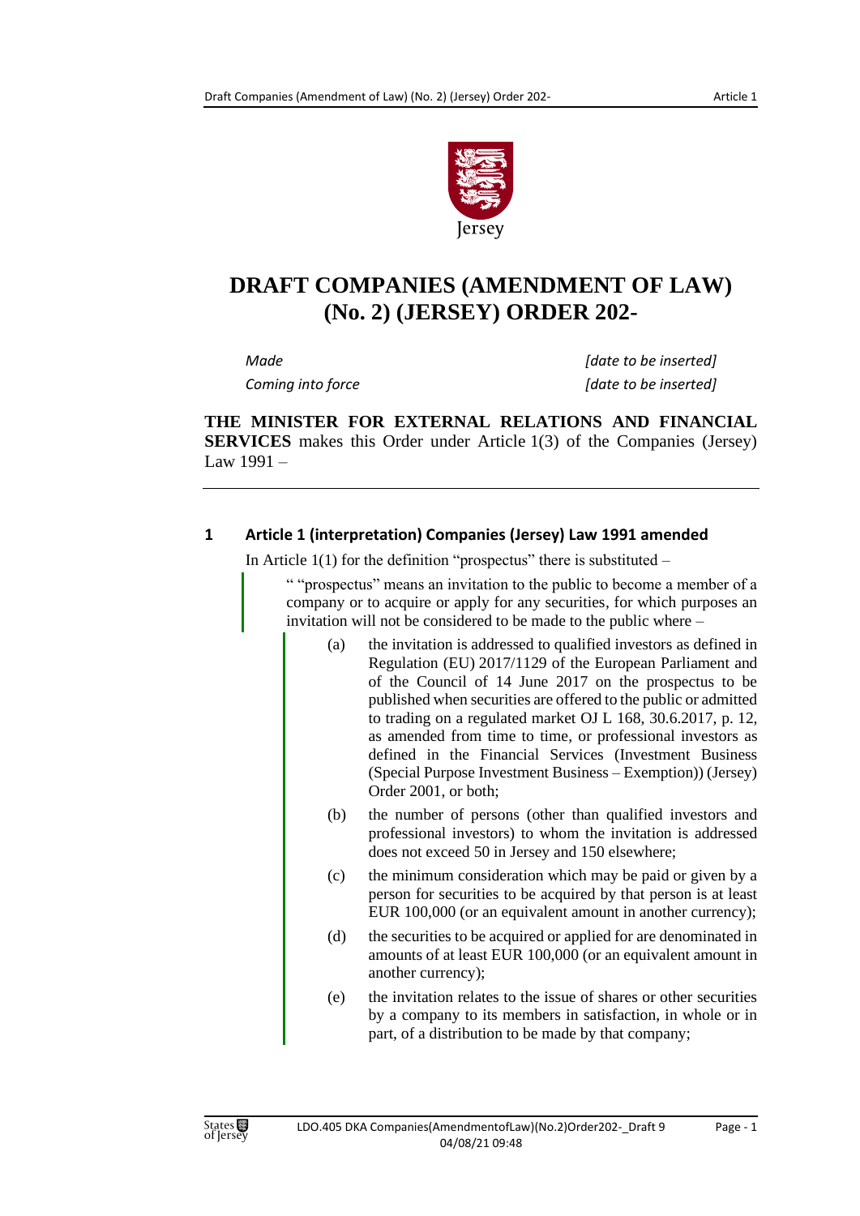# DRAFT COMPANIES (AMENDMENT OF LAW) (No. 2) (JERSEY) ORDER 202-

| | |
|---|---|
| *Made* | *[date to be inserted]* |
| *Coming into force* | *[date to be inserted]* |

**THE MINISTER FOR EXTERNAL RELATIONS AND FINANCIAL SERVICES** makes this Order under Article 1(3) of the Companies (Jersey) Law 1991 –

## 1 Article 1 (interpretation) Companies (Jersey) Law 1991 amended

In Article 1(1) for the definition "prospectus" there is substituted –

> " "prospectus" means an invitation to the public to become a member of a company or to acquire or apply for any securities, for which purposes an invitation will not be considered to be made to the public where –
>
> (a) the invitation is addressed to qualified investors as defined in Regulation (EU) 2017/1129 of the European Parliament and of the Council of 14 June 2017 on the prospectus to be published when securities are offered to the public or admitted to trading on a regulated market OJ L 168, 30.6.2017, p. 12, as amended from time to time, or professional investors as defined in the Financial Services (Investment Business (Special Purpose Investment Business – Exemption)) (Jersey) Order 2001, or both;
>
> (b) the number of persons (other than qualified investors and professional investors) to whom the invitation is addressed does not exceed 50 in Jersey and 150 elsewhere;
>
> (c) the minimum consideration which may be paid or given by a person for securities to be acquired by that person is at least EUR 100,000 (or an equivalent amount in another currency);
>
> (d) the securities to be acquired or applied for are denominated in amounts of at least EUR 100,000 (or an equivalent amount in another currency);
>
> (e) the invitation relates to the issue of shares or other securities by a company to its members in satisfaction, in whole or in part, of a distribution to be made by that company;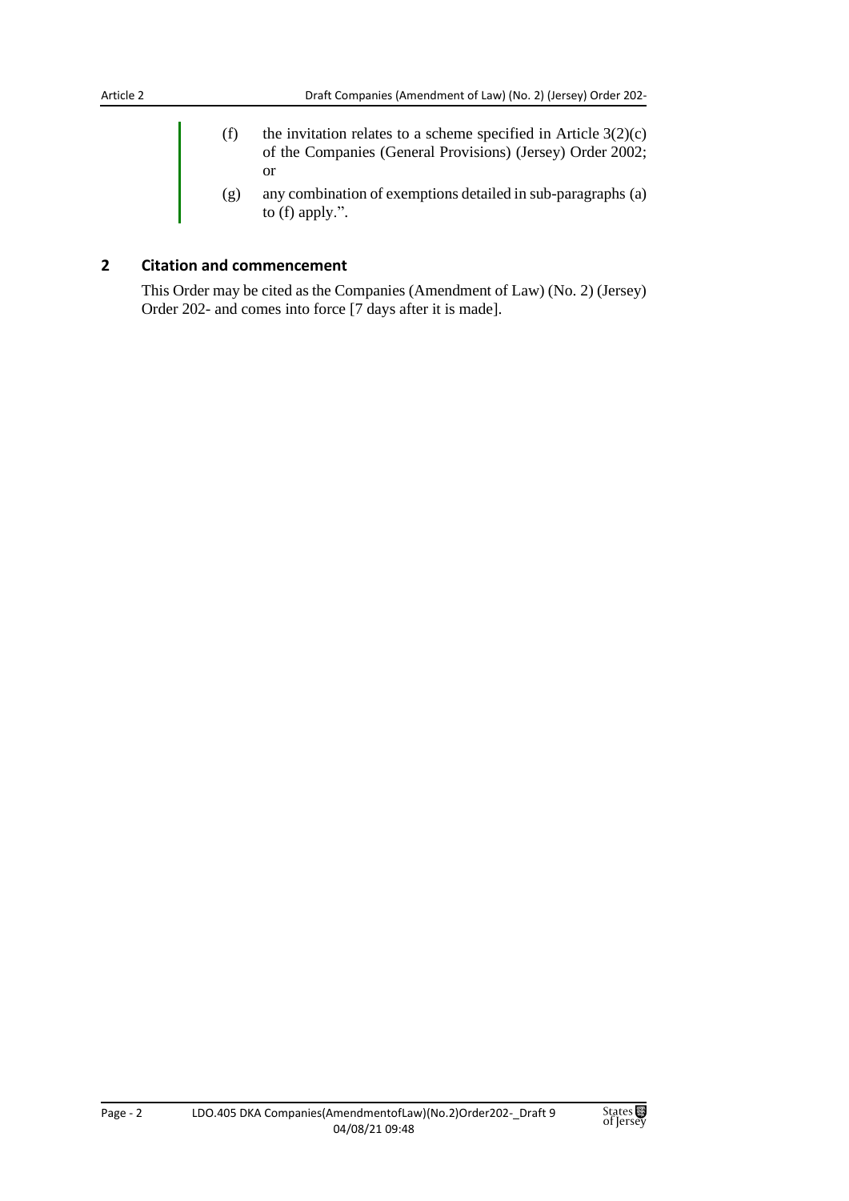(f) the invitation relates to a scheme specified in Article 3(2)(c) of the Companies (General Provisions) (Jersey) Order 2002; or

(g) any combination of exemptions detailed in sub-paragraphs (a) to (f) apply.".

## 2 Citation and commencement

This Order may be cited as the Companies (Amendment of Law) (No. 2) (Jersey) Order 202- and comes into force [7 days after it is made].